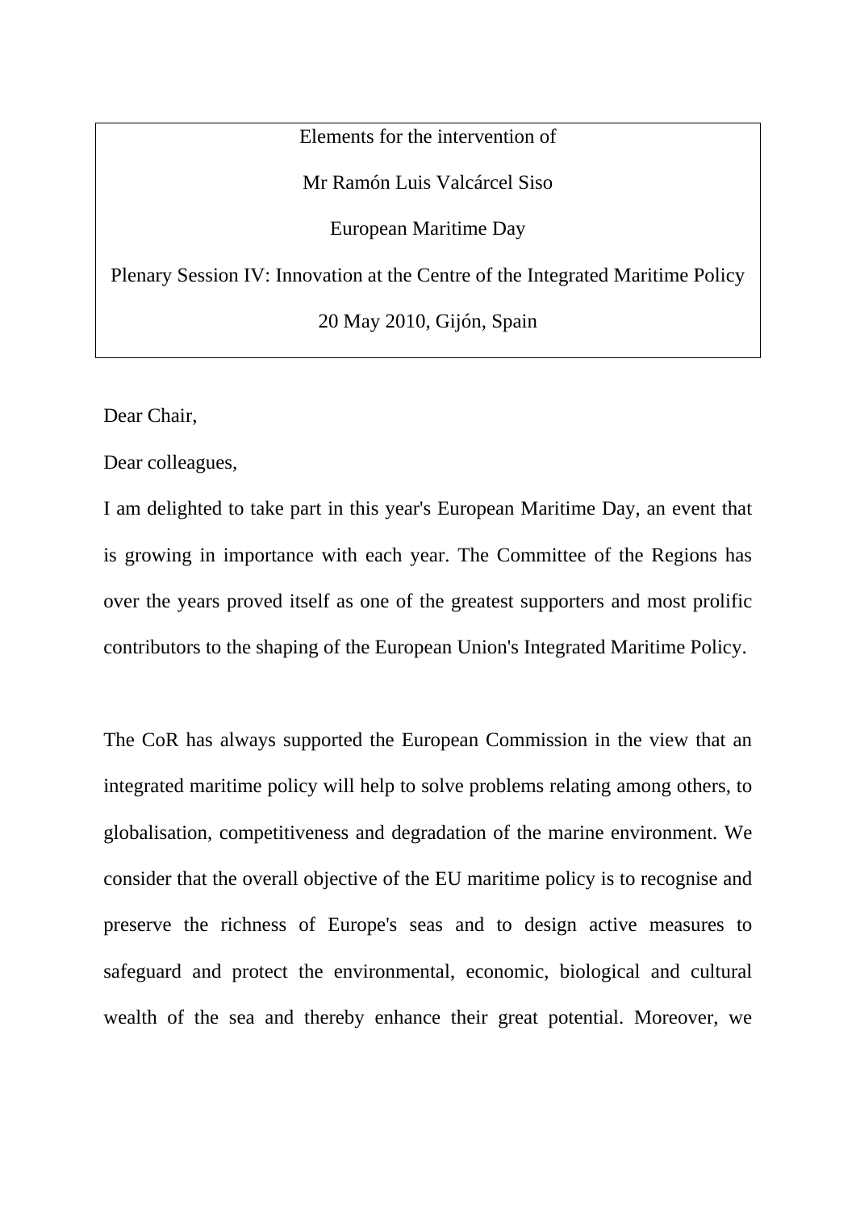Elements for the intervention of

Mr Ramón Luis Valcárcel Siso

European Maritime Day

Plenary Session IV: Innovation at the Centre of the Integrated Maritime Policy

20 May 2010, Gijón, Spain

Dear Chair,

Dear colleagues,

I am delighted to take part in this year's European Maritime Day, an event that is growing in importance with each year. The Committee of the Regions has over the years proved itself as one of the greatest supporters and most prolific contributors to the shaping of the European Union's Integrated Maritime Policy.

The CoR has always supported the European Commission in the view that an integrated maritime policy will help to solve problems relating among others, to globalisation, competitiveness and degradation of the marine environment. We consider that the overall objective of the EU maritime policy is to recognise and preserve the richness of Europe's seas and to design active measures to safeguard and protect the environmental, economic, biological and cultural wealth of the sea and thereby enhance their great potential. Moreover, we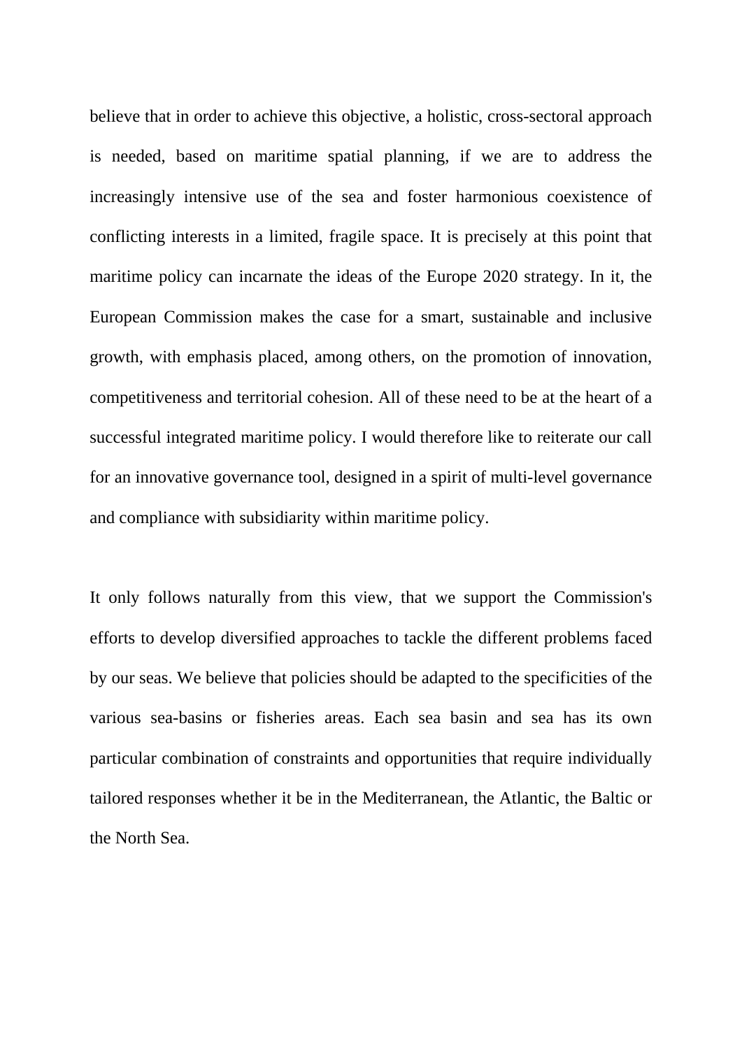believe that in order to achieve this objective, a holistic, cross-sectoral approach is needed, based on maritime spatial planning, if we are to address the increasingly intensive use of the sea and foster harmonious coexistence of conflicting interests in a limited, fragile space. It is precisely at this point that maritime policy can incarnate the ideas of the Europe 2020 strategy. In it, the European Commission makes the case for a smart, sustainable and inclusive growth, with emphasis placed, among others, on the promotion of innovation, competitiveness and territorial cohesion. All of these need to be at the heart of a successful integrated maritime policy. I would therefore like to reiterate our call for an innovative governance tool, designed in a spirit of multi-level governance and compliance with subsidiarity within maritime policy.

It only follows naturally from this view, that we support the Commission's efforts to develop diversified approaches to tackle the different problems faced by our seas. We believe that policies should be adapted to the specificities of the various sea-basins or fisheries areas. Each sea basin and sea has its own particular combination of constraints and opportunities that require individually tailored responses whether it be in the Mediterranean, the Atlantic, the Baltic or the North Sea.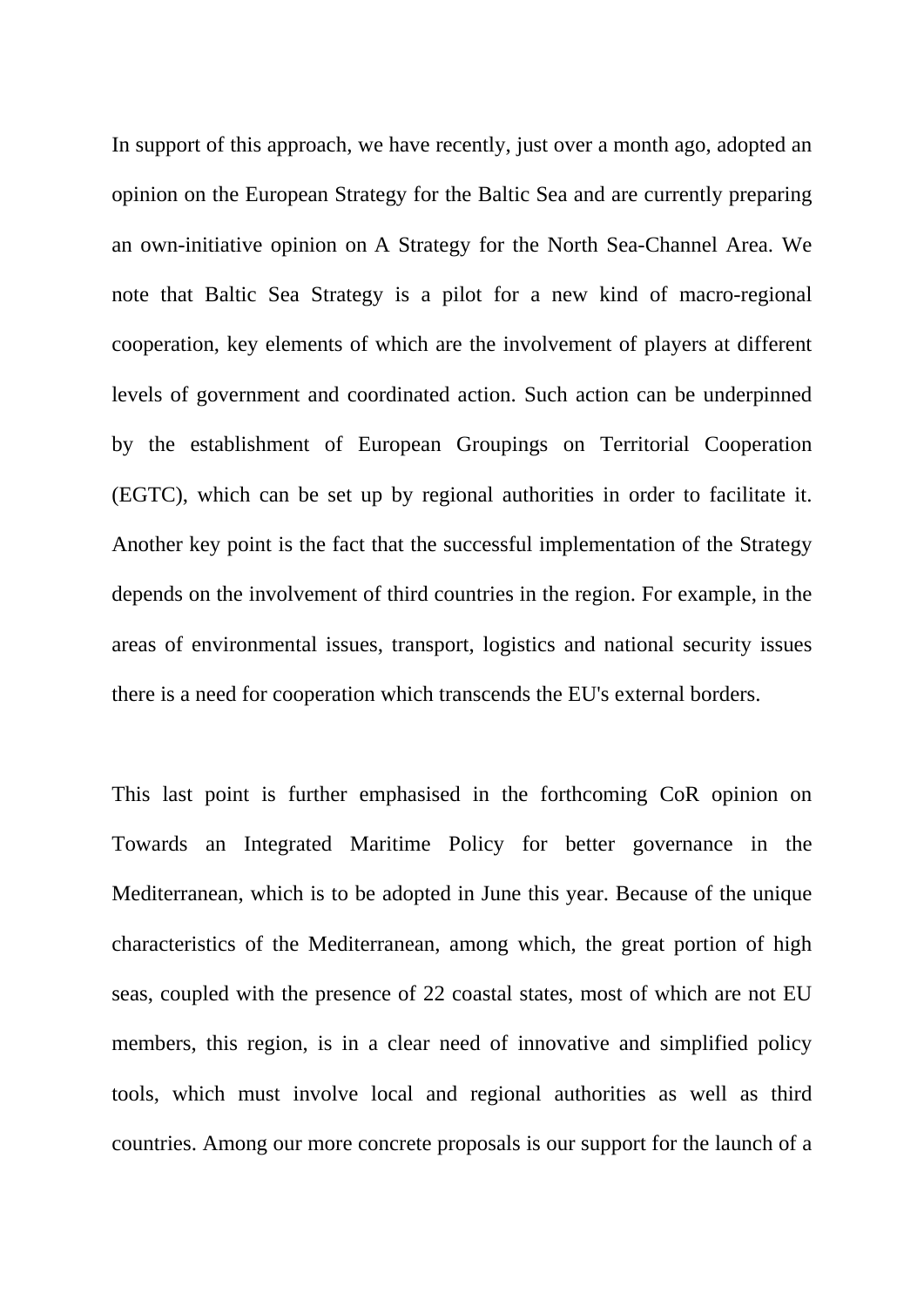In support of this approach, we have recently, just over a month ago, adopted an opinion on the European Strategy for the Baltic Sea and are currently preparing an own-initiative opinion on A Strategy for the North Sea-Channel Area. We note that Baltic Sea Strategy is a pilot for a new kind of macro-regional cooperation, key elements of which are the involvement of players at different levels of government and coordinated action. Such action can be underpinned by the establishment of European Groupings on Territorial Cooperation (EGTC), which can be set up by regional authorities in order to facilitate it. Another key point is the fact that the successful implementation of the Strategy depends on the involvement of third countries in the region. For example, in the areas of environmental issues, transport, logistics and national security issues there is a need for cooperation which transcends the EU's external borders.

This last point is further emphasised in the forthcoming CoR opinion on Towards an Integrated Maritime Policy for better governance in the Mediterranean, which is to be adopted in June this year. Because of the unique characteristics of the Mediterranean, among which, the great portion of high seas, coupled with the presence of 22 coastal states, most of which are not EU members, this region, is in a clear need of innovative and simplified policy tools, which must involve local and regional authorities as well as third countries. Among our more concrete proposals is our support for the launch of a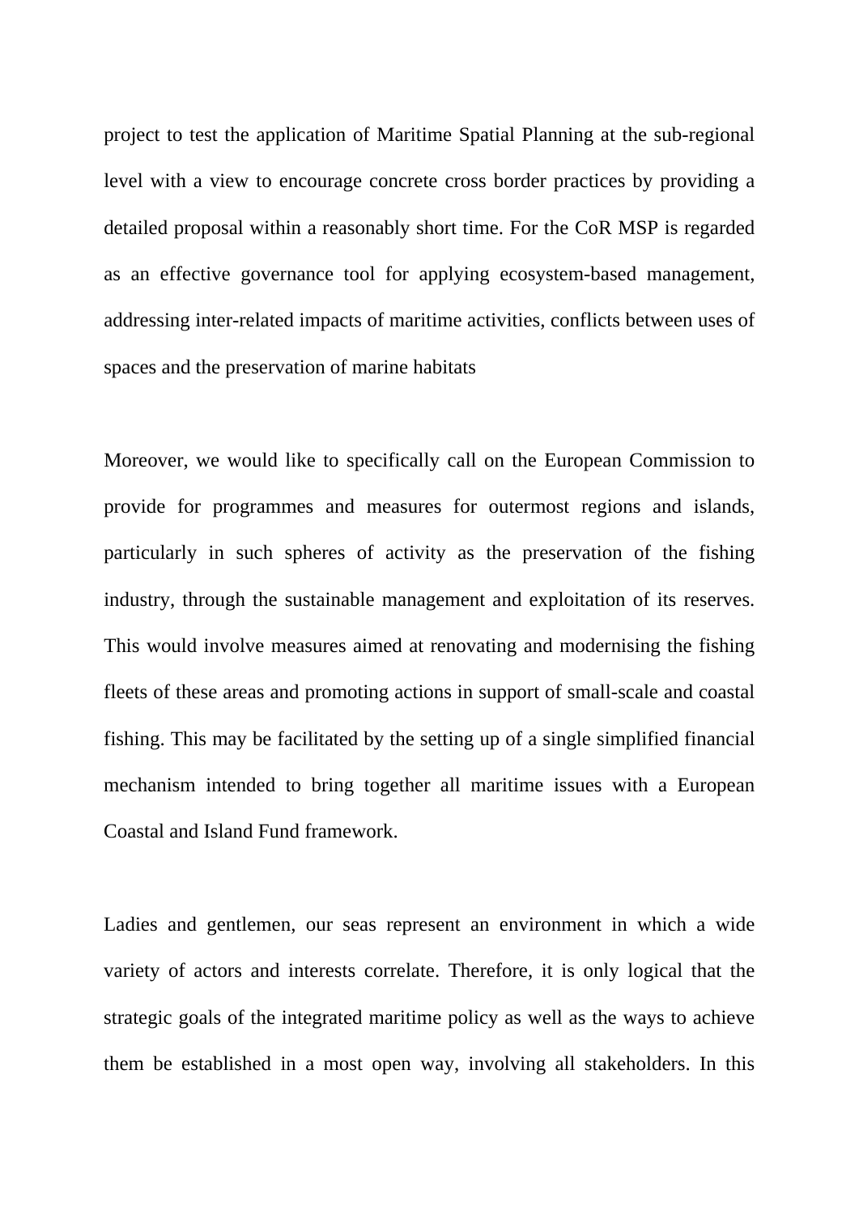project to test the application of Maritime Spatial Planning at the sub-regional level with a view to encourage concrete cross border practices by providing a detailed proposal within a reasonably short time. For the CoR MSP is regarded as an effective governance tool for applying ecosystem-based management, addressing inter-related impacts of maritime activities, conflicts between uses of spaces and the preservation of marine habitats

Moreover, we would like to specifically call on the European Commission to provide for programmes and measures for outermost regions and islands, particularly in such spheres of activity as the preservation of the fishing industry, through the sustainable management and exploitation of its reserves. This would involve measures aimed at renovating and modernising the fishing fleets of these areas and promoting actions in support of small-scale and coastal fishing. This may be facilitated by the setting up of a single simplified financial mechanism intended to bring together all maritime issues with a European Coastal and Island Fund framework.

Ladies and gentlemen, our seas represent an environment in which a wide variety of actors and interests correlate. Therefore, it is only logical that the strategic goals of the integrated maritime policy as well as the ways to achieve them be established in a most open way, involving all stakeholders. In this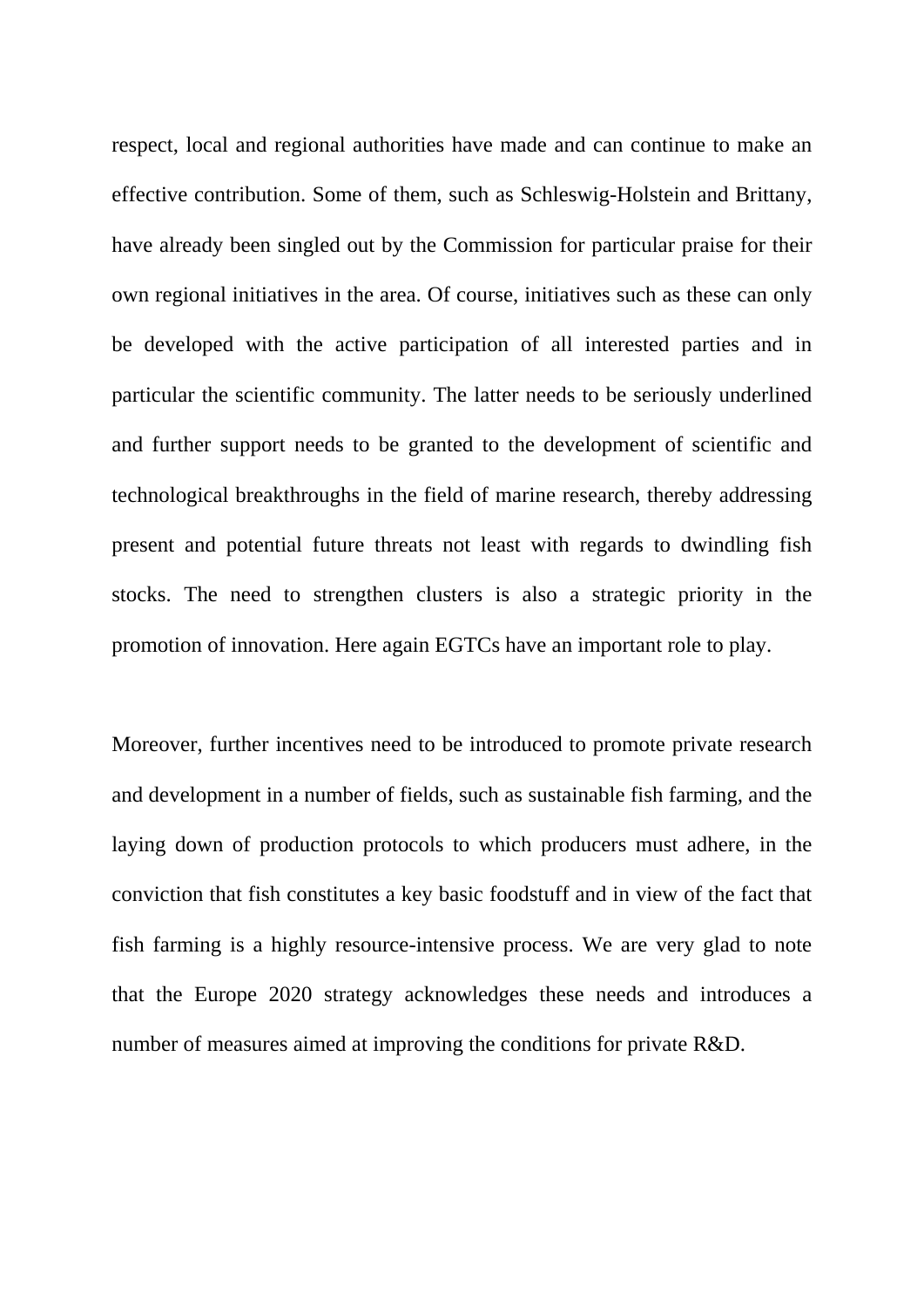respect, local and regional authorities have made and can continue to make an effective contribution. Some of them, such as Schleswig-Holstein and Brittany, have already been singled out by the Commission for particular praise for their own regional initiatives in the area. Of course, initiatives such as these can only be developed with the active participation of all interested parties and in particular the scientific community. The latter needs to be seriously underlined and further support needs to be granted to the development of scientific and technological breakthroughs in the field of marine research, thereby addressing present and potential future threats not least with regards to dwindling fish stocks. The need to strengthen clusters is also a strategic priority in the promotion of innovation. Here again EGTCs have an important role to play.

Moreover, further incentives need to be introduced to promote private research and development in a number of fields, such as sustainable fish farming, and the laying down of production protocols to which producers must adhere, in the conviction that fish constitutes a key basic foodstuff and in view of the fact that fish farming is a highly resource-intensive process. We are very glad to note that the Europe 2020 strategy acknowledges these needs and introduces a number of measures aimed at improving the conditions for private R&D.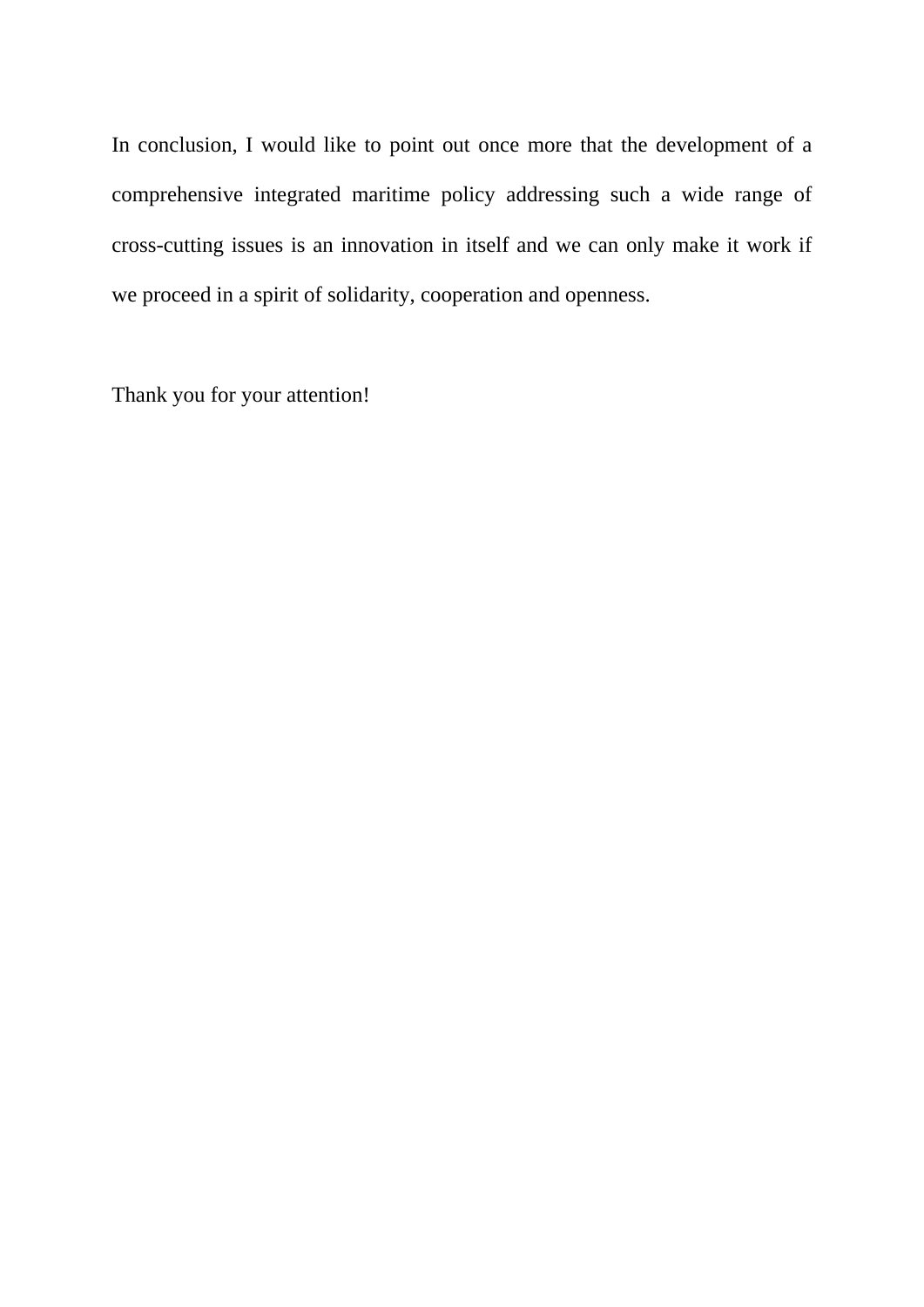In conclusion, I would like to point out once more that the development of a comprehensive integrated maritime policy addressing such a wide range of cross-cutting issues is an innovation in itself and we can only make it work if we proceed in a spirit of solidarity, cooperation and openness.

Thank you for your attention!